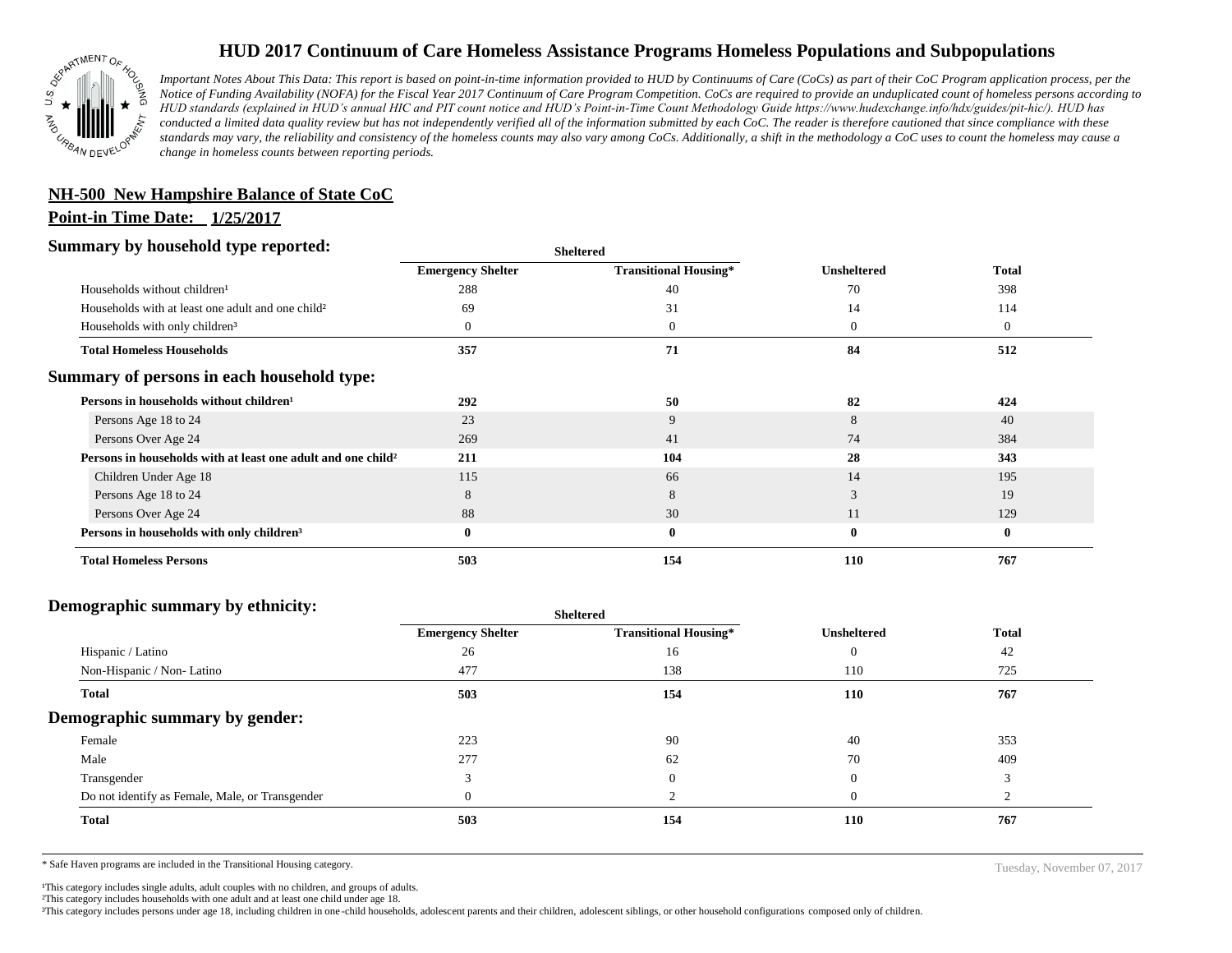# HUD 2017 Continuum of Care Homeless Assistance Programs Homeless Populations and Subpopulations

*Important Notes About This Data: This report is based on point-in-time information provided to HUD by Continuums of Care (CoCs) as part of their CoC Program application process, per the Notice of Funding Availability (NOFA) for the Fiscal Year 2017 Continuum of Care Program Competition. CoCs are required to provide an unduplicated count of homeless persons according to HUD standards (explained in HUD's annual HIC and PIT count notice and HUD's Point-in-Time Count Methodology Guide https://www.hudexchange.info/hdx/guides/pit-hic/). HUD has conducted a limited data quality review but has not independently verified all of the information submitted by each CoC. The reader is therefore cautioned that since compliance with these standards may vary, the reliability and consistency of the homeless counts may also vary among CoCs. Additionally, a shift in the methodology a CoC uses to count the homeless may cause a change in homeless counts between reporting periods.*

**NH-500 New Hampshire Balance of State CoC**

**Point-in Time Date: 1/25/2017**

## Summary by household type reported:

| | Sheltered | | | |
|---|---|---|---|---|
| | Emergency Shelter | Transitional Housing* | Unsheltered | Total |
| Households without children[1] | 288 | 40 | 70 | 398 |
| Households with at least one adult and one child[2] | 69 | 31 | 14 | 114 |
| Households with only children[3] | 0 | 0 | 0 | 0 |
| **Total Homeless Households** | **357** | **71** | **84** | **512** |

## Summary of persons in each household type:

| | Emergency Shelter | Transitional Housing* | Unsheltered | Total |
|---|---|---|---|---|
| **Persons in households without children[1]** | **292** | **50** | **82** | **424** |
| Persons Age 18 to 24 | 23 | 9 | 8 | 40 |
| Persons Over Age 24 | 269 | 41 | 74 | 384 |
| **Persons in households with at least one adult and one child[2]** | **211** | **104** | **28** | **343** |
| Children Under Age 18 | 115 | 66 | 14 | 195 |
| Persons Age 18 to 24 | 8 | 8 | 3 | 19 |
| Persons Over Age 24 | 88 | 30 | 11 | 129 |
| **Persons in households with only children[3]** | **0** | **0** | **0** | **0** |
| **Total Homeless Persons** | **503** | **154** | **110** | **767** |

## Demographic summary by ethnicity:

| | Sheltered | | | |
|---|---|---|---|---|
| | Emergency Shelter | Transitional Housing* | Unsheltered | Total |
| Hispanic / Latino | 26 | 16 | 0 | 42 |
| Non-Hispanic / Non- Latino | 477 | 138 | 110 | 725 |
| **Total** | **503** | **154** | **110** | **767** |

## Demographic summary by gender:

| | Emergency Shelter | Transitional Housing* | Unsheltered | Total |
|---|---|---|---|---|
| Female | 223 | 90 | 40 | 353 |
| Male | 277 | 62 | 70 | 409 |
| Transgender | 3 | 0 | 0 | 3 |
| Do not identify as Female, Male, or Transgender | 0 | 2 | 0 | 2 |
| **Total** | **503** | **154** | **110** | **767** |

* Safe Haven programs are included in the Transitional Housing category.

Tuesday, November 07, 2017

[1]This category includes single adults, adult couples with no children, and groups of adults.
[2]This category includes households with one adult and at least one child under age 18.
[3]This category includes persons under age 18, including children in one-child households, adolescent parents and their children, adolescent siblings, or other household configurations composed only of children.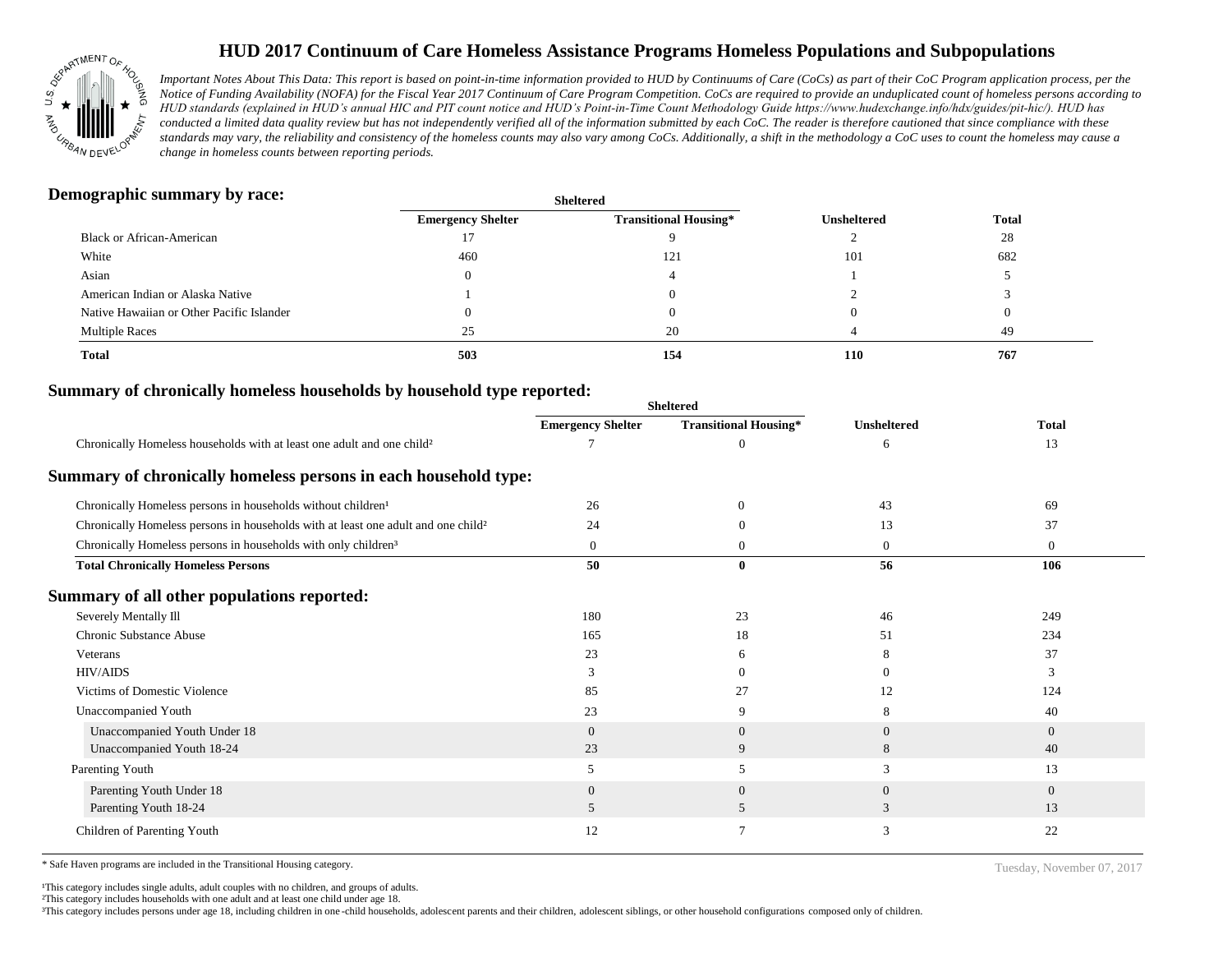# HUD 2017 Continuum of Care Homeless Assistance Programs Homeless Populations and Subpopulations

*Important Notes About This Data: This report is based on point-in-time information provided to HUD by Continuums of Care (CoCs) as part of their CoC Program application process, per the Notice of Funding Availability (NOFA) for the Fiscal Year 2017 Continuum of Care Program Competition. CoCs are required to provide an unduplicated count of homeless persons according to HUD standards (explained in HUD's annual HIC and PIT count notice and HUD's Point-in-Time Count Methodology Guide https://www.hudexchange.info/hdx/guides/pit-hic/). HUD has conducted a limited data quality review but has not independently verified all of the information submitted by each CoC. The reader is therefore cautioned that since compliance with these standards may vary, the reliability and consistency of the homeless counts may also vary among CoCs. Additionally, a shift in the methodology a CoC uses to count the homeless may cause a change in homeless counts between reporting periods.*

## Demographic summary by race:

| | Sheltered | | | |
|---|---|---|---|---|
| | Emergency Shelter | Transitional Housing* | Unsheltered | Total |
| Black or African-American | 17 | 9 | 2 | 28 |
| White | 460 | 121 | 101 | 682 |
| Asian | 0 | 4 | 1 | 5 |
| American Indian or Alaska Native | 1 | 0 | 2 | 3 |
| Native Hawaiian or Other Pacific Islander | 0 | 0 | 0 | 0 |
| Multiple Races | 25 | 20 | 4 | 49 |
| **Total** | **503** | **154** | **110** | **767** |

## Summary of chronically homeless households by household type reported:

| | Sheltered | | | |
|---|---|---|---|---|
| | Emergency Shelter | Transitional Housing* | Unsheltered | Total |
| Chronically Homeless households with at least one adult and one child² | 7 | 0 | 6 | 13 |

## Summary of chronically homeless persons in each household type:

| | Emergency Shelter | Transitional Housing* | Unsheltered | Total |
|---|---|---|---|---|
| Chronically Homeless persons in households without children¹ | 26 | 0 | 43 | 69 |
| Chronically Homeless persons in households with at least one adult and one child² | 24 | 0 | 13 | 37 |
| Chronically Homeless persons in households with only children³ | 0 | 0 | 0 | 0 |
| **Total Chronically Homeless Persons** | **50** | **0** | **56** | **106** |

## Summary of all other populations reported:

| | Emergency Shelter | Transitional Housing* | Unsheltered | Total |
|---|---|---|---|---|
| Severely Mentally Ill | 180 | 23 | 46 | 249 |
| Chronic Substance Abuse | 165 | 18 | 51 | 234 |
| Veterans | 23 | 6 | 8 | 37 |
| HIV/AIDS | 3 | 0 | 0 | 3 |
| Victims of Domestic Violence | 85 | 27 | 12 | 124 |
| Unaccompanied Youth | 23 | 9 | 8 | 40 |
| Unaccompanied Youth Under 18 | 0 | 0 | 0 | 0 |
| Unaccompanied Youth 18-24 | 23 | 9 | 8 | 40 |
| Parenting Youth | 5 | 5 | 3 | 13 |
| Parenting Youth Under 18 | 0 | 0 | 0 | 0 |
| Parenting Youth 18-24 | 5 | 5 | 3 | 13 |
| Children of Parenting Youth | 12 | 7 | 3 | 22 |

* Safe Haven programs are included in the Transitional Housing category.

Tuesday, November 07, 2017

¹This category includes single adults, adult couples with no children, and groups of adults.
²This category includes households with one adult and at least one child under age 18.
³This category includes persons under age 18, including children in one-child households, adolescent parents and their children, adolescent siblings, or other household configurations composed only of children.